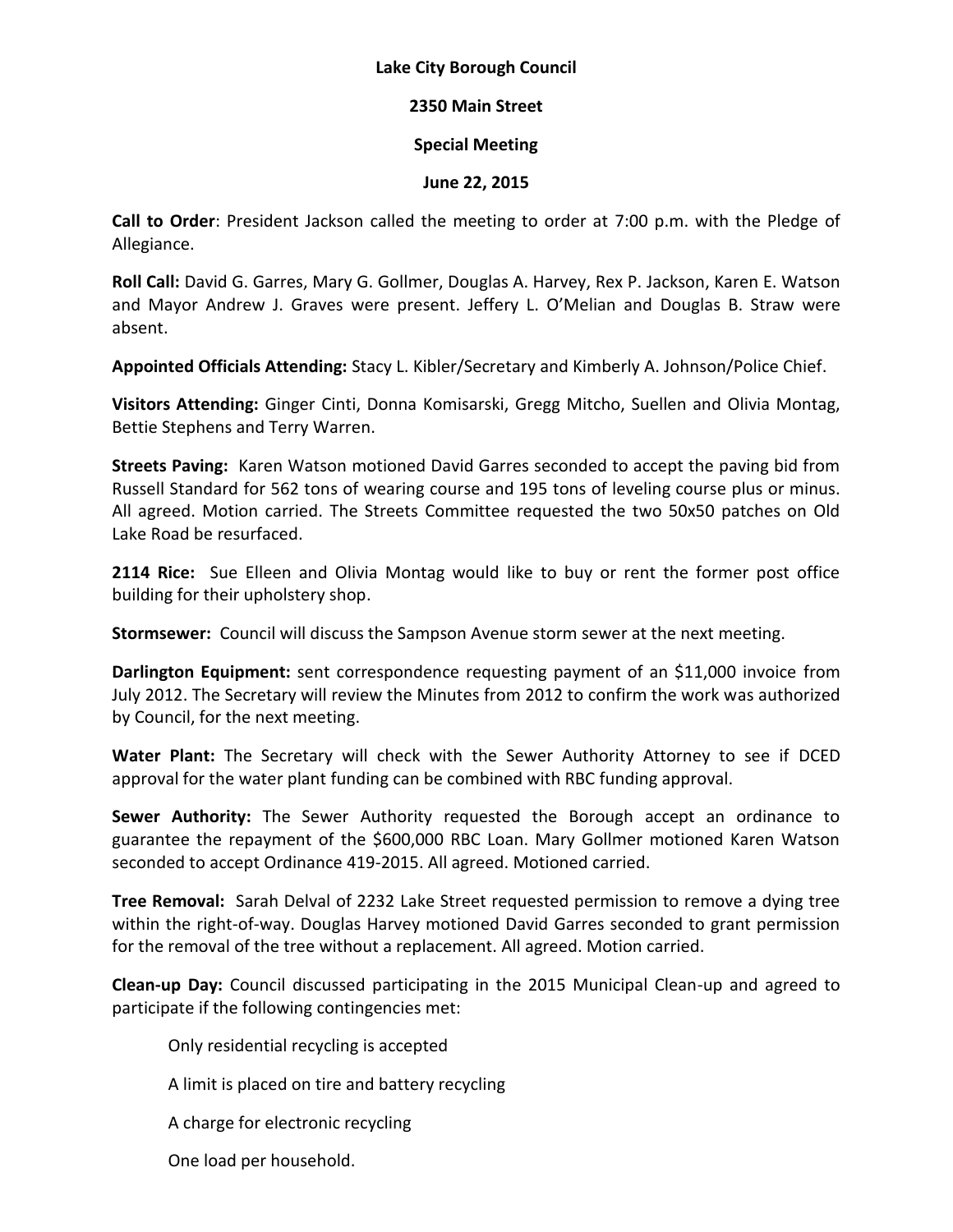**Lake City Borough Council**

**2350 Main Street**

**Special Meeting**

**June 22, 2015**

**Call to Order**: President Jackson called the meeting to order at 7:00 p.m. with the Pledge of Allegiance.

**Roll Call:** David G. Garres, Mary G. Gollmer, Douglas A. Harvey, Rex P. Jackson, Karen E. Watson and Mayor Andrew J. Graves were present. Jeffery L. O'Melian and Douglas B. Straw were absent.

**Appointed Officials Attending:** Stacy L. Kibler/Secretary and Kimberly A. Johnson/Police Chief.

**Visitors Attending:** Ginger Cinti, Donna Komisarski, Gregg Mitcho, Suellen and Olivia Montag, Bettie Stephens and Terry Warren.

**Streets Paving:** Karen Watson motioned David Garres seconded to accept the paving bid from Russell Standard for 562 tons of wearing course and 195 tons of leveling course plus or minus. All agreed. Motion carried. The Streets Committee requested the two 50x50 patches on Old Lake Road be resurfaced.

**2114 Rice:** Sue Elleen and Olivia Montag would like to buy or rent the former post office building for their upholstery shop.

**Stormsewer:** Council will discuss the Sampson Avenue storm sewer at the next meeting.

**Darlington Equipment:** sent correspondence requesting payment of an $11,000 invoice from July 2012. The Secretary will review the Minutes from 2012 to confirm the work was authorized by Council, for the next meeting.

**Water Plant:** The Secretary will check with the Sewer Authority Attorney to see if DCED approval for the water plant funding can be combined with RBC funding approval.

**Sewer Authority:** The Sewer Authority requested the Borough accept an ordinance to guarantee the repayment of the $600,000 RBC Loan. Mary Gollmer motioned Karen Watson seconded to accept Ordinance 419-2015. All agreed. Motioned carried.

**Tree Removal:** Sarah Delval of 2232 Lake Street requested permission to remove a dying tree within the right-of-way. Douglas Harvey motioned David Garres seconded to grant permission for the removal of the tree without a replacement. All agreed. Motion carried.

**Clean-up Day:** Council discussed participating in the 2015 Municipal Clean-up and agreed to participate if the following contingencies met:

- Only residential recycling is accepted
- A limit is placed on tire and battery recycling
- A charge for electronic recycling
- One load per household.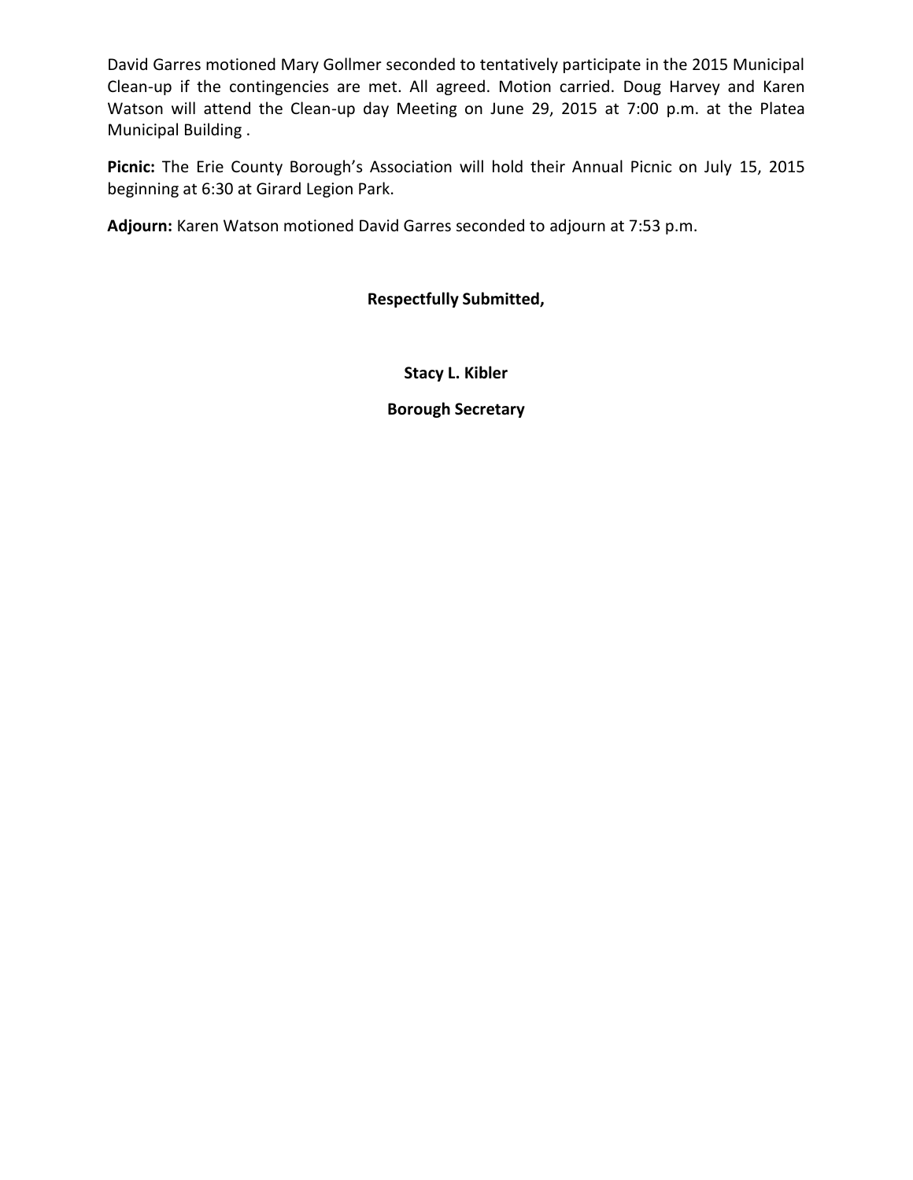David Garres motioned Mary Gollmer seconded to tentatively participate in the 2015 Municipal Clean-up if the contingencies are met. All agreed. Motion carried. Doug Harvey and Karen Watson will attend the Clean-up day Meeting on June 29, 2015 at 7:00 p.m. at the Platea Municipal Building .

**Picnic:** The Erie County Borough's Association will hold their Annual Picnic on July 15, 2015 beginning at 6:30 at Girard Legion Park.

**Adjourn:** Karen Watson motioned David Garres seconded to adjourn at 7:53 p.m.

**Respectfully Submitted,**

**Stacy L. Kibler**

**Borough Secretary**